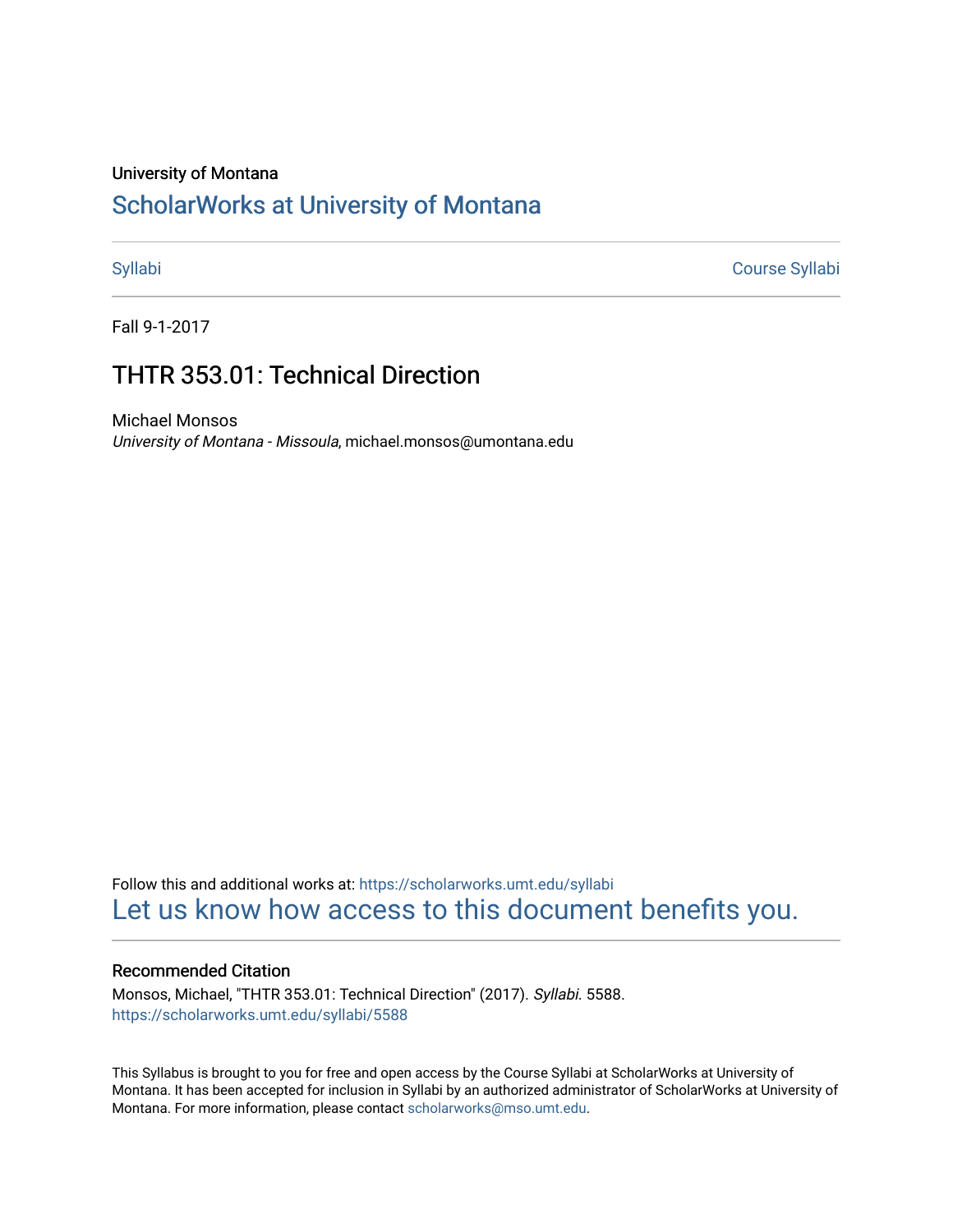University of Montana

# ScholarWorks at University of Montana

Syllabi | Course Syllabi

Fall 9-1-2017

## THTR 353.01: Technical Direction

Michael Monsos
*University of Montana - Missoula*, michael.monsos@umontana.edu

Follow this and additional works at: https://scholarworks.umt.edu/syllabi

Let us know how access to this document benefits you.

### Recommended Citation

Monsos, Michael, "THTR 353.01: Technical Direction" (2017). *Syllabi*. 5588.
https://scholarworks.umt.edu/syllabi/5588

This Syllabus is brought to you for free and open access by the Course Syllabi at ScholarWorks at University of Montana. It has been accepted for inclusion in Syllabi by an authorized administrator of ScholarWorks at University of Montana. For more information, please contact scholarworks@mso.umt.edu.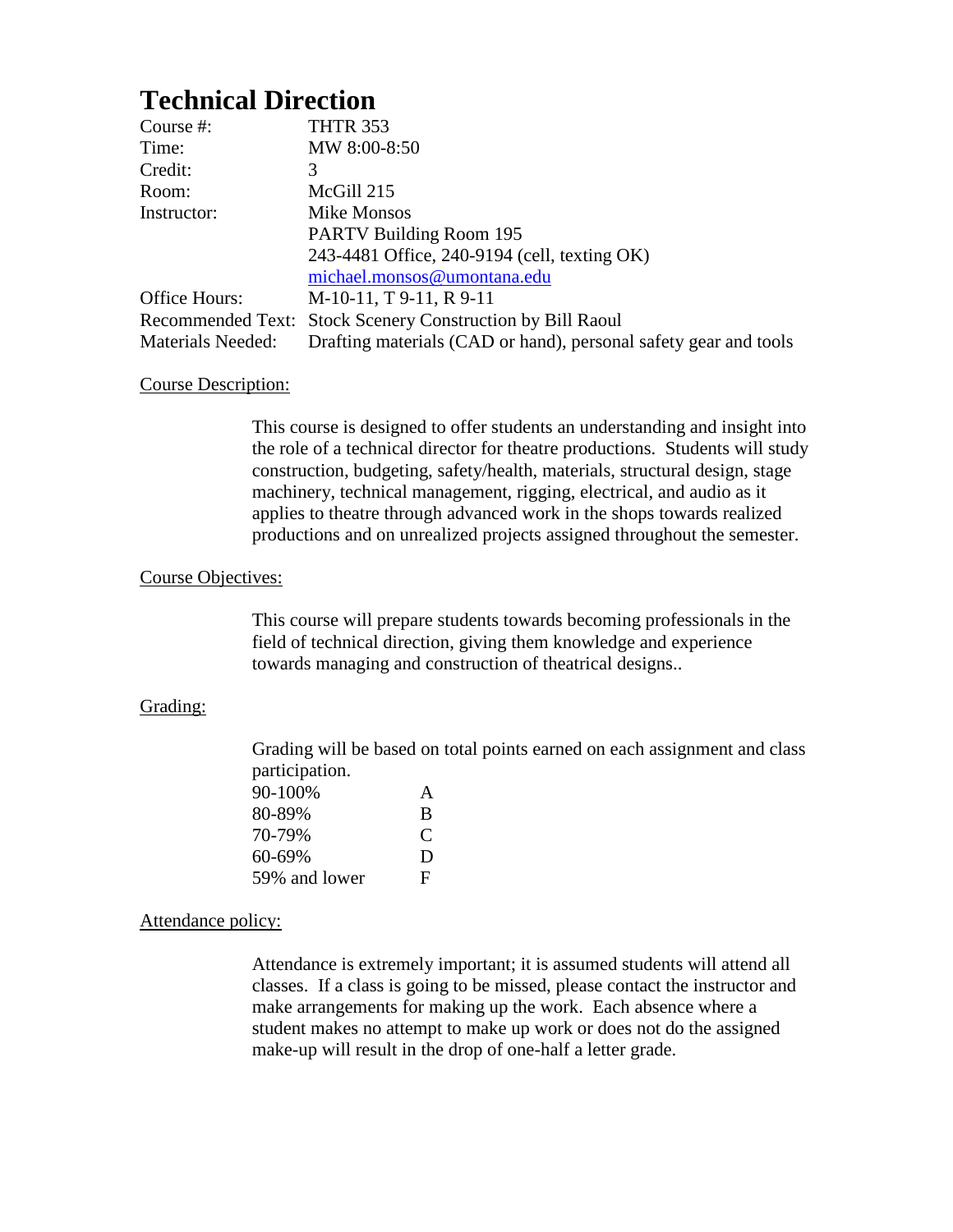# Technical Direction

| | |
|---|---|
| Course #: | THTR 353 |
| Time: | MW 8:00-8:50 |
| Credit: | 3 |
| Room: | McGill 215 |
| Instructor: | Mike Monsos |
| | PARTV Building Room 195 |
| | 243-4481 Office, 240-9194 (cell, texting OK) |
| | michael.monsos@umontana.edu |
| Office Hours: | M-10-11, T 9-11, R 9-11 |
| Recommended Text: | Stock Scenery Construction by Bill Raoul |
| Materials Needed: | Drafting materials (CAD or hand), personal safety gear and tools |

<u>Course Description:</u>

This course is designed to offer students an understanding and insight into the role of a technical director for theatre productions. Students will study construction, budgeting, safety/health, materials, structural design, stage machinery, technical management, rigging, electrical, and audio as it applies to theatre through advanced work in the shops towards realized productions and on unrealized projects assigned throughout the semester.

<u>Course Objectives:</u>

This course will prepare students towards becoming professionals in the field of technical direction, giving them knowledge and experience towards managing and construction of theatrical designs..

<u>Grading:</u>

Grading will be based on total points earned on each assignment and class participation.

| | |
|---|---|
| 90-100% | A |
| 80-89% | B |
| 70-79% | C |
| 60-69% | D |
| 59% and lower | F |

<u>Attendance policy:</u>

Attendance is extremely important; it is assumed students will attend all classes. If a class is going to be missed, please contact the instructor and make arrangements for making up the work. Each absence where a student makes no attempt to make up work or does not do the assigned make-up will result in the drop of one-half a letter grade.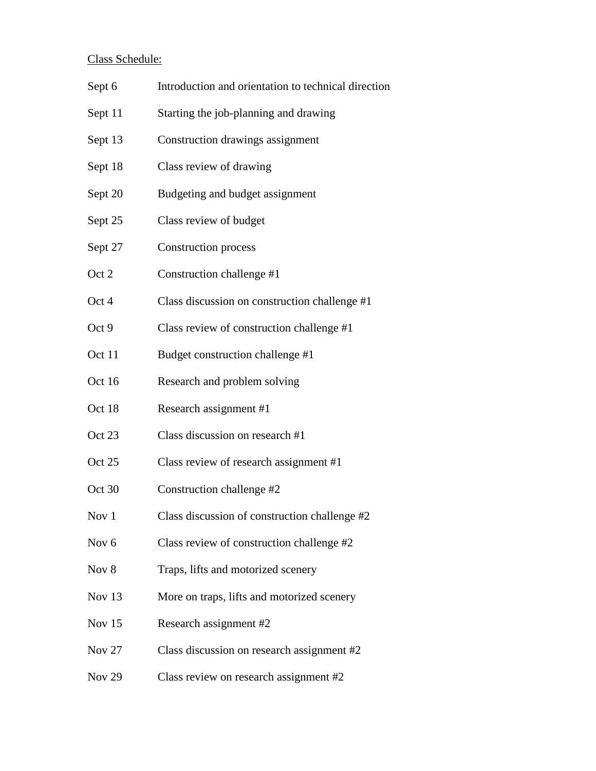<u>Class Schedule:</u>

| | |
|---|---|
| Sept 6 | Introduction and orientation to technical direction |
| Sept 11 | Starting the job-planning and drawing |
| Sept 13 | Construction drawings assignment |
| Sept 18 | Class review of drawing |
| Sept 20 | Budgeting and budget assignment |
| Sept 25 | Class review of budget |
| Sept 27 | Construction process |
| Oct 2 | Construction challenge #1 |
| Oct 4 | Class discussion on construction challenge #1 |
| Oct 9 | Class review of construction challenge #1 |
| Oct 11 | Budget construction challenge #1 |
| Oct 16 | Research and problem solving |
| Oct 18 | Research assignment #1 |
| Oct 23 | Class discussion on research #1 |
| Oct 25 | Class review of research assignment #1 |
| Oct 30 | Construction challenge #2 |
| Nov 1 | Class discussion of construction challenge #2 |
| Nov 6 | Class review of construction challenge #2 |
| Nov 8 | Traps, lifts and motorized scenery |
| Nov 13 | More on traps, lifts and motorized scenery |
| Nov 15 | Research assignment #2 |
| Nov 27 | Class discussion on research assignment #2 |
| Nov 29 | Class review on research assignment #2 |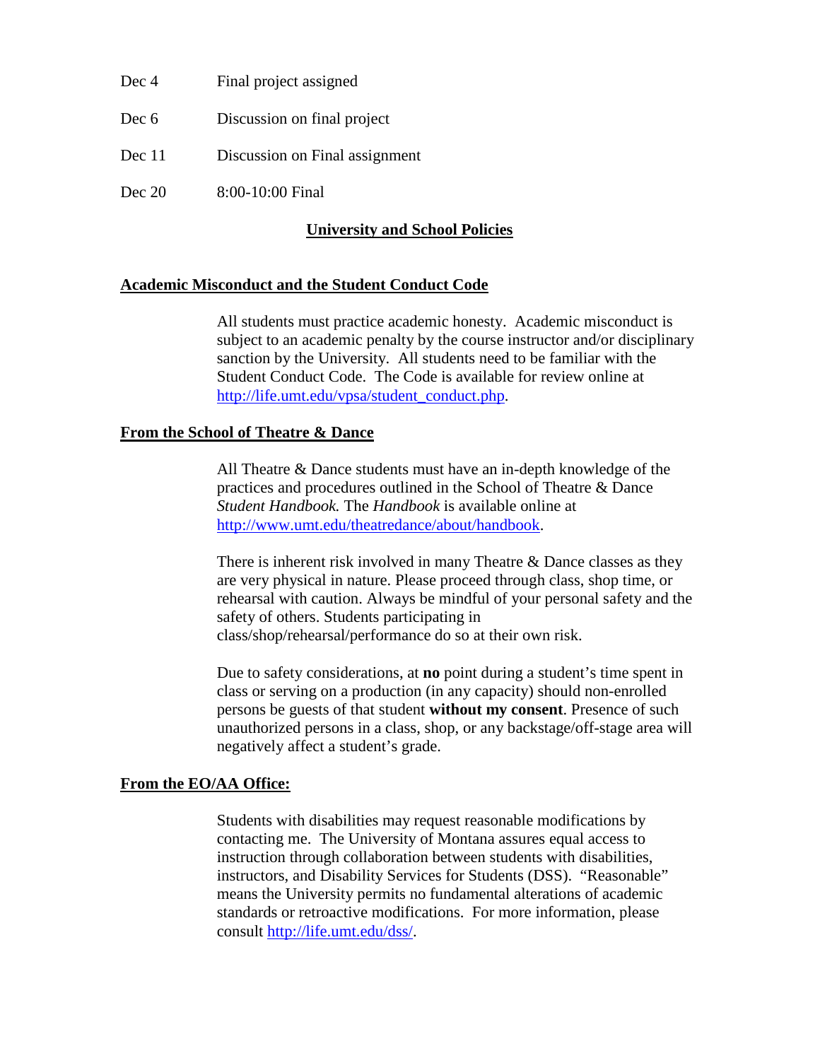| | |
|---|---|
| Dec 4 | Final project assigned |
| Dec 6 | Discussion on final project |
| Dec 11 | Discussion on Final assignment |
| Dec 20 | 8:00-10:00 Final |

## University and School Policies

### Academic Misconduct and the Student Conduct Code

All students must practice academic honesty. Academic misconduct is subject to an academic penalty by the course instructor and/or disciplinary sanction by the University. All students need to be familiar with the Student Conduct Code. The Code is available for review online at http://life.umt.edu/vpsa/student_conduct.php.

### From the School of Theatre & Dance

All Theatre & Dance students must have an in-depth knowledge of the practices and procedures outlined in the School of Theatre & Dance *Student Handbook.* The *Handbook* is available online at http://www.umt.edu/theatredance/about/handbook.

There is inherent risk involved in many Theatre & Dance classes as they are very physical in nature. Please proceed through class, shop time, or rehearsal with caution. Always be mindful of your personal safety and the safety of others. Students participating in class/shop/rehearsal/performance do so at their own risk.

Due to safety considerations, at **no** point during a student's time spent in class or serving on a production (in any capacity) should non-enrolled persons be guests of that student **without my consent**. Presence of such unauthorized persons in a class, shop, or any backstage/off-stage area will negatively affect a student's grade.

### From the EO/AA Office:

Students with disabilities may request reasonable modifications by contacting me. The University of Montana assures equal access to instruction through collaboration between students with disabilities, instructors, and Disability Services for Students (DSS). "Reasonable" means the University permits no fundamental alterations of academic standards or retroactive modifications. For more information, please consult http://life.umt.edu/dss/.